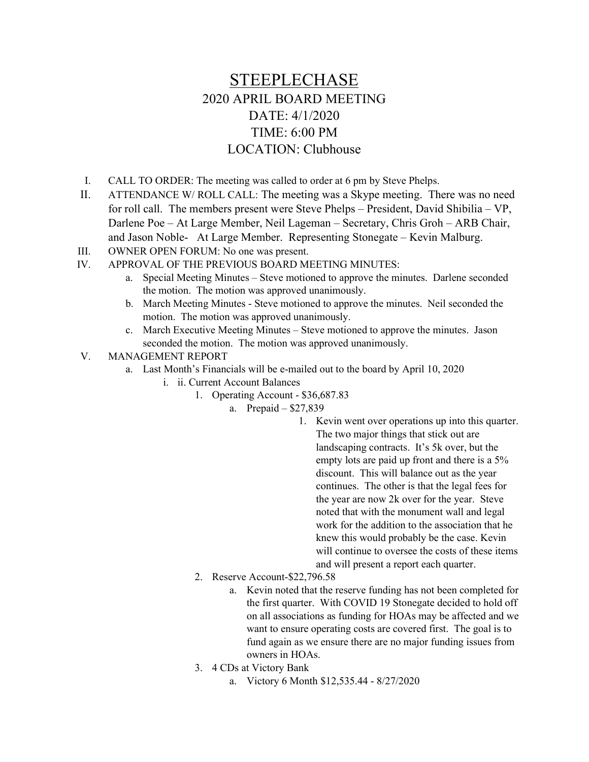# STEEPLECHASE

## 2020 APRIL BOARD MEETING

## DATE: 4/1/2020

## TIME: 6:00 PM

## LOCATION: Clubhouse

I. CALL TO ORDER: The meeting was called to order at 6 pm by Steve Phelps.

II. ATTENDANCE W/ ROLL CALL: The meeting was a Skype meeting. There was no need for roll call. The members present were Steve Phelps – President, David Shibilia – VP, Darlene Poe – At Large Member, Neil Lageman – Secretary, Chris Groh – ARB Chair, and Jason Noble- At Large Member. Representing Stonegate – Kevin Malburg.

III. OWNER OPEN FORUM: No one was present.

IV. APPROVAL OF THE PREVIOUS BOARD MEETING MINUTES:
   a. Special Meeting Minutes – Steve motioned to approve the minutes. Darlene seconded the motion. The motion was approved unanimously.
   b. March Meeting Minutes - Steve motioned to approve the minutes. Neil seconded the motion. The motion was approved unanimously.
   c. March Executive Meeting Minutes – Steve motioned to approve the minutes. Jason seconded the motion. The motion was approved unanimously.

V. MANAGEMENT REPORT
   a. Last Month's Financials will be e-mailed out to the board by April 10, 2020
      i. ii. Current Account Balances
         1. Operating Account - $36,687.83
            a. Prepaid – $27,839
               1. Kevin went over operations up into this quarter. The two major things that stick out are landscaping contracts. It's 5k over, but the empty lots are paid up front and there is a 5% discount. This will balance out as the year continues. The other is that the legal fees for the year are now 2k over for the year. Steve noted that with the monument wall and legal work for the addition to the association that he knew this would probably be the case. Kevin will continue to oversee the costs of these items and will present a report each quarter.
         2. Reserve Account-$22,796.58
            a. Kevin noted that the reserve funding has not been completed for the first quarter. With COVID 19 Stonegate decided to hold off on all associations as funding for HOAs may be affected and we want to ensure operating costs are covered first. The goal is to fund again as we ensure there are no major funding issues from owners in HOAs.
         3. 4 CDs at Victory Bank
            a. Victory 6 Month $12,535.44 - 8/27/2020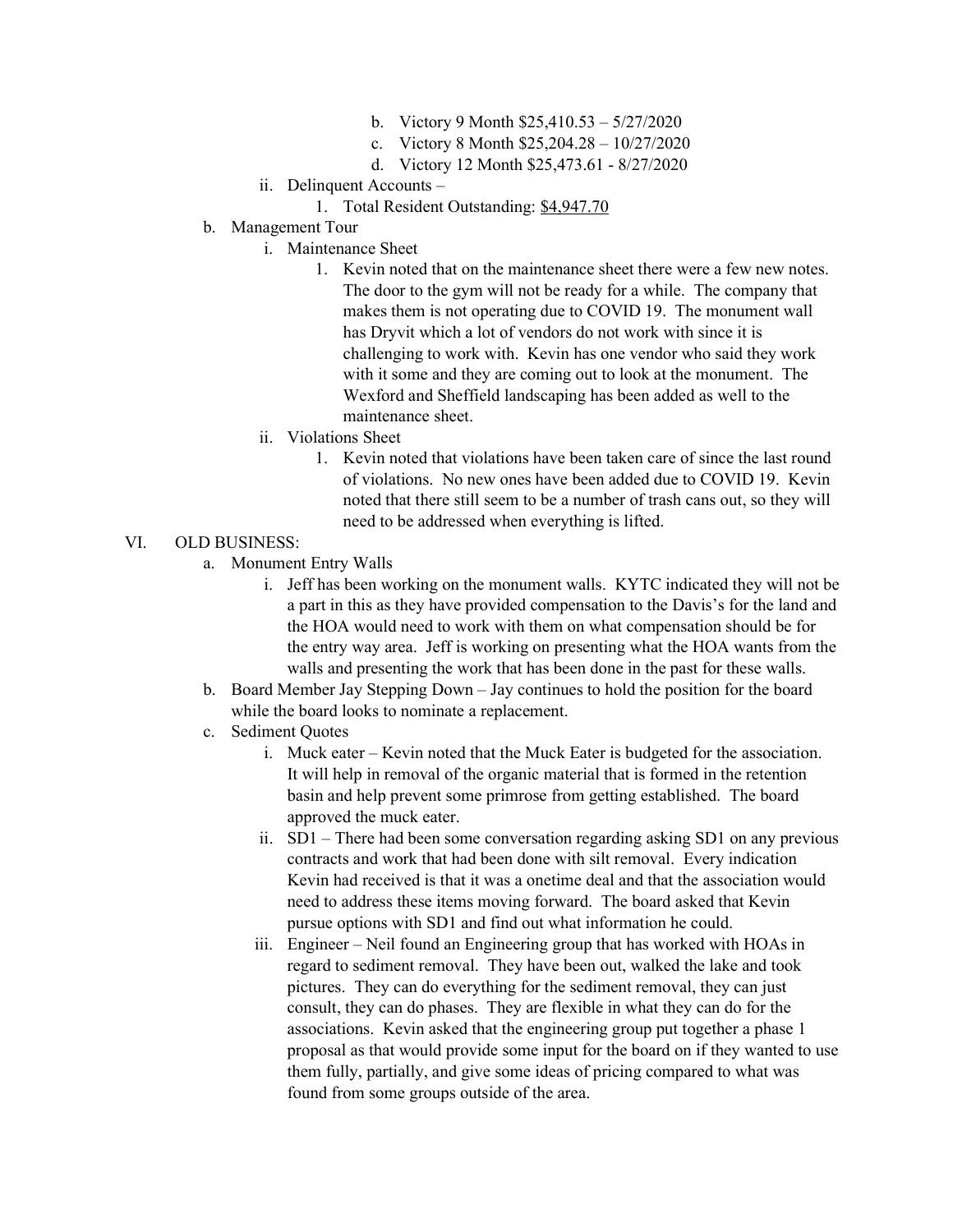b. Victory 9 Month $25,410.53 – 5/27/2020
c. Victory 8 Month $25,204.28 – 10/27/2020
d. Victory 12 Month $25,473.61 - 8/27/2020

ii. Delinquent Accounts –

1. Total Resident Outstanding: $4,947.70

b. Management Tour

i. Maintenance Sheet

1. Kevin noted that on the maintenance sheet there were a few new notes. The door to the gym will not be ready for a while. The company that makes them is not operating due to COVID 19. The monument wall has Dryvit which a lot of vendors do not work with since it is challenging to work with. Kevin has one vendor who said they work with it some and they are coming out to look at the monument. The Wexford and Sheffield landscaping has been added as well to the maintenance sheet.

ii. Violations Sheet

1. Kevin noted that violations have been taken care of since the last round of violations. No new ones have been added due to COVID 19. Kevin noted that there still seem to be a number of trash cans out, so they will need to be addressed when everything is lifted.

VI. OLD BUSINESS:

a. Monument Entry Walls

i. Jeff has been working on the monument walls. KYTC indicated they will not be a part in this as they have provided compensation to the Davis's for the land and the HOA would need to work with them on what compensation should be for the entry way area. Jeff is working on presenting what the HOA wants from the walls and presenting the work that has been done in the past for these walls.

b. Board Member Jay Stepping Down – Jay continues to hold the position for the board while the board looks to nominate a replacement.

c. Sediment Quotes

i. Muck eater – Kevin noted that the Muck Eater is budgeted for the association. It will help in removal of the organic material that is formed in the retention basin and help prevent some primrose from getting established. The board approved the muck eater.

ii. SD1 – There had been some conversation regarding asking SD1 on any previous contracts and work that had been done with silt removal. Every indication Kevin had received is that it was a onetime deal and that the association would need to address these items moving forward. The board asked that Kevin pursue options with SD1 and find out what information he could.

iii. Engineer – Neil found an Engineering group that has worked with HOAs in regard to sediment removal. They have been out, walked the lake and took pictures. They can do everything for the sediment removal, they can just consult, they can do phases. They are flexible in what they can do for the associations. Kevin asked that the engineering group put together a phase 1 proposal as that would provide some input for the board on if they wanted to use them fully, partially, and give some ideas of pricing compared to what was found from some groups outside of the area.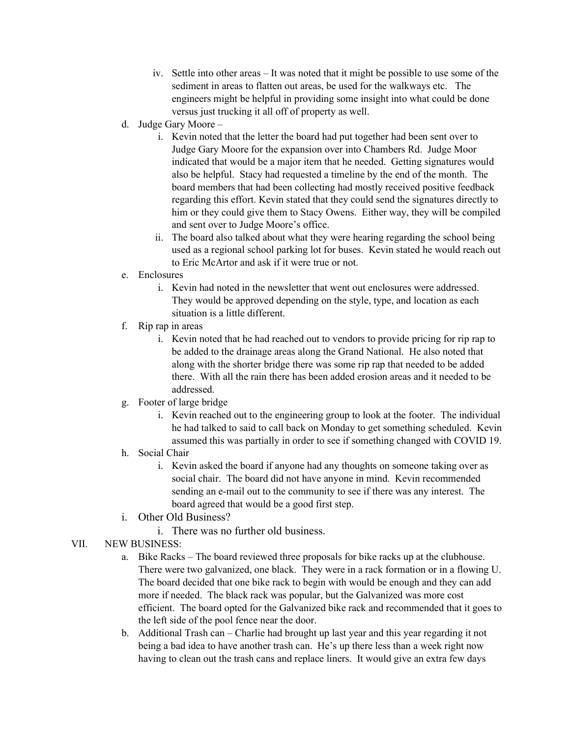iv. Settle into other areas – It was noted that it might be possible to use some of the sediment in areas to flatten out areas, be used for the walkways etc. The engineers might be helpful in providing some insight into what could be done versus just trucking it all off of property as well.

   d. Judge Gary Moore –
      i. Kevin noted that the letter the board had put together had been sent over to Judge Gary Moore for the expansion over into Chambers Rd. Judge Moor indicated that would be a major item that he needed. Getting signatures would also be helpful. Stacy had requested a timeline by the end of the month. The board members that had been collecting had mostly received positive feedback regarding this effort. Kevin stated that they could send the signatures directly to him or they could give them to Stacy Owens. Either way, they will be compiled and sent over to Judge Moore's office.
      ii. The board also talked about what they were hearing regarding the school being used as a regional school parking lot for buses. Kevin stated he would reach out to Eric McArtor and ask if it were true or not.

   e. Enclosures
      i. Kevin had noted in the newsletter that went out enclosures were addressed. They would be approved depending on the style, type, and location as each situation is a little different.

   f. Rip rap in areas
      i. Kevin noted that he had reached out to vendors to provide pricing for rip rap to be added to the drainage areas along the Grand National. He also noted that along with the shorter bridge there was some rip rap that needed to be added there. With all the rain there has been added erosion areas and it needed to be addressed.

   g. Footer of large bridge
      i. Kevin reached out to the engineering group to look at the footer. The individual he had talked to said to call back on Monday to get something scheduled. Kevin assumed this was partially in order to see if something changed with COVID 19.

   h. Social Chair
      i. Kevin asked the board if anyone had any thoughts on someone taking over as social chair. The board did not have anyone in mind. Kevin recommended sending an e-mail out to the community to see if there was any interest. The board agreed that would be a good first step.

   i. Other Old Business?
      i. There was no further old business.

VII. NEW BUSINESS:

   a. Bike Racks – The board reviewed three proposals for bike racks up at the clubhouse. There were two galvanized, one black. They were in a rack formation or in a flowing U. The board decided that one bike rack to begin with would be enough and they can add more if needed. The black rack was popular, but the Galvanized was more cost efficient. The board opted for the Galvanized bike rack and recommended that it goes to the left side of the pool fence near the door.

   b. Additional Trash can – Charlie had brought up last year and this year regarding it not being a bad idea to have another trash can. He's up there less than a week right now having to clean out the trash cans and replace liners. It would give an extra few days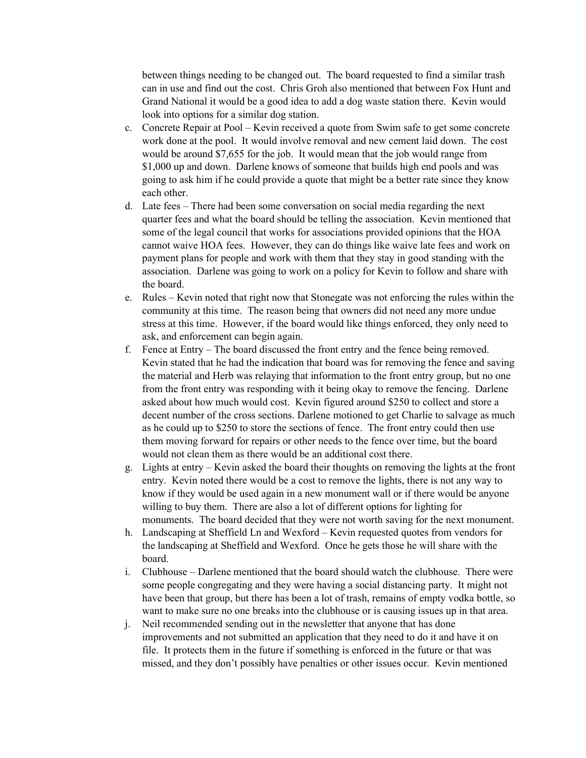between things needing to be changed out. The board requested to find a similar trash can in use and find out the cost. Chris Groh also mentioned that between Fox Hunt and Grand National it would be a good idea to add a dog waste station there. Kevin would look into options for a similar dog station.

c. Concrete Repair at Pool – Kevin received a quote from Swim safe to get some concrete work done at the pool. It would involve removal and new cement laid down. The cost would be around $7,655 for the job. It would mean that the job would range from $1,000 up and down. Darlene knows of someone that builds high end pools and was going to ask him if he could provide a quote that might be a better rate since they know each other.

d. Late fees – There had been some conversation on social media regarding the next quarter fees and what the board should be telling the association. Kevin mentioned that some of the legal council that works for associations provided opinions that the HOA cannot waive HOA fees. However, they can do things like waive late fees and work on payment plans for people and work with them that they stay in good standing with the association. Darlene was going to work on a policy for Kevin to follow and share with the board.

e. Rules – Kevin noted that right now that Stonegate was not enforcing the rules within the community at this time. The reason being that owners did not need any more undue stress at this time. However, if the board would like things enforced, they only need to ask, and enforcement can begin again.

f. Fence at Entry – The board discussed the front entry and the fence being removed. Kevin stated that he had the indication that board was for removing the fence and saving the material and Herb was relaying that information to the front entry group, but no one from the front entry was responding with it being okay to remove the fencing. Darlene asked about how much would cost. Kevin figured around $250 to collect and store a decent number of the cross sections. Darlene motioned to get Charlie to salvage as much as he could up to $250 to store the sections of fence. The front entry could then use them moving forward for repairs or other needs to the fence over time, but the board would not clean them as there would be an additional cost there.

g. Lights at entry – Kevin asked the board their thoughts on removing the lights at the front entry. Kevin noted there would be a cost to remove the lights, there is not any way to know if they would be used again in a new monument wall or if there would be anyone willing to buy them. There are also a lot of different options for lighting for monuments. The board decided that they were not worth saving for the next monument.

h. Landscaping at Sheffield Ln and Wexford – Kevin requested quotes from vendors for the landscaping at Sheffield and Wexford. Once he gets those he will share with the board.

i. Clubhouse – Darlene mentioned that the board should watch the clubhouse. There were some people congregating and they were having a social distancing party. It might not have been that group, but there has been a lot of trash, remains of empty vodka bottle, so want to make sure no one breaks into the clubhouse or is causing issues up in that area.

j. Neil recommended sending out in the newsletter that anyone that has done improvements and not submitted an application that they need to do it and have it on file. It protects them in the future if something is enforced in the future or that was missed, and they don't possibly have penalties or other issues occur. Kevin mentioned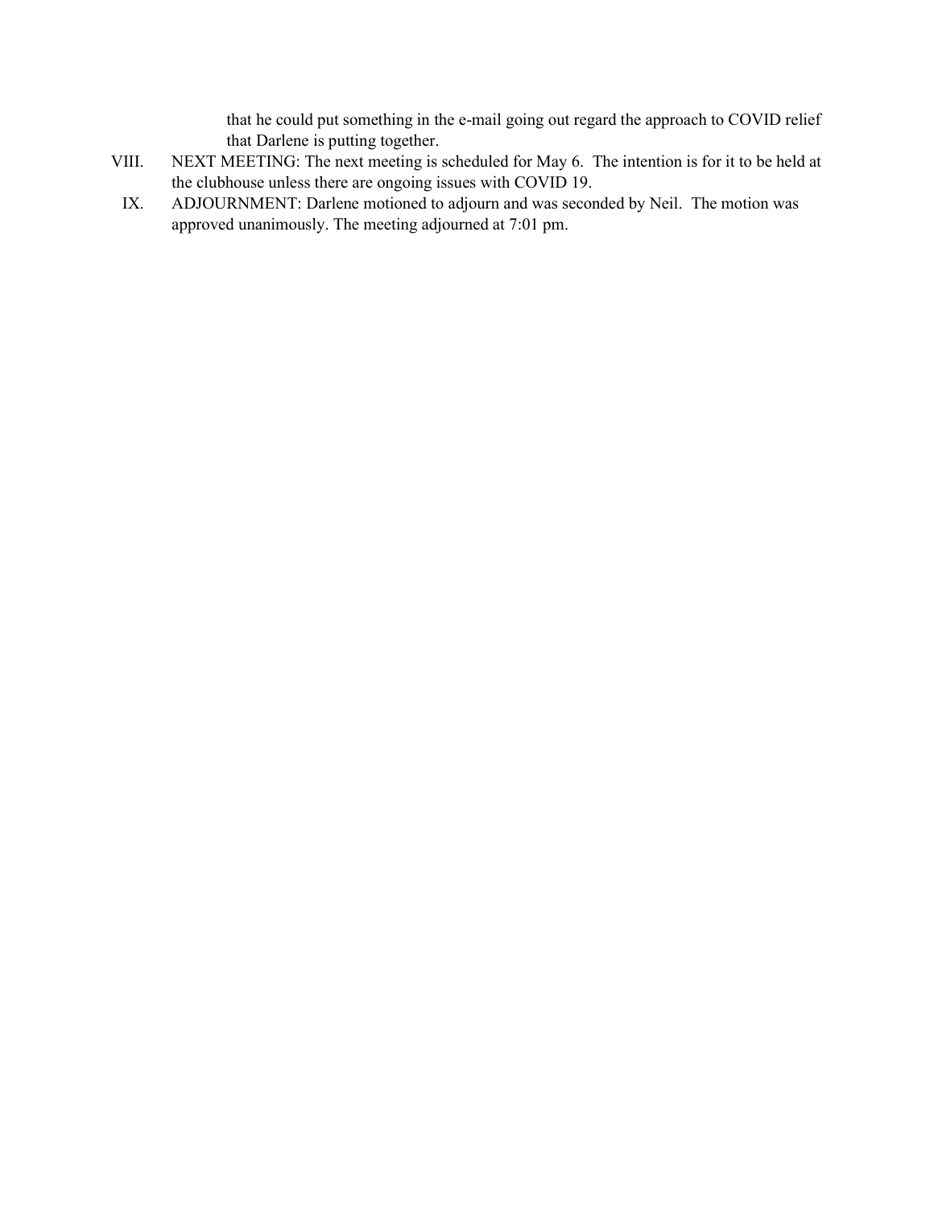that he could put something in the e-mail going out regard the approach to COVID relief that Darlene is putting together.

VIII. NEXT MEETING: The next meeting is scheduled for May 6. The intention is for it to be held at the clubhouse unless there are ongoing issues with COVID 19.

IX. ADJOURNMENT: Darlene motioned to adjourn and was seconded by Neil. The motion was approved unanimously. The meeting adjourned at 7:01 pm.